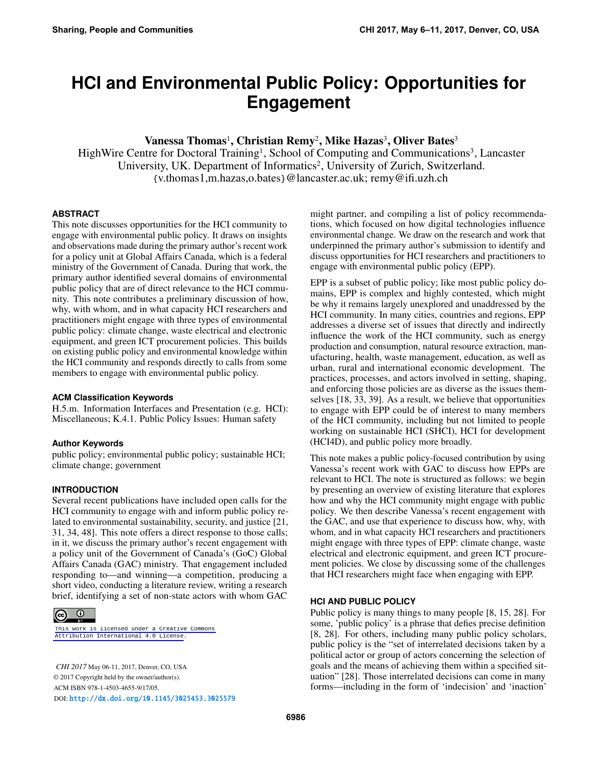# HCI and Environmental Public Policy: Opportunities for Engagement

**Vanessa Thomas**[1], **Christian Remy**[2], **Mike Hazas**[3], **Oliver Bates**[3]

HighWire Centre for Doctoral Training[1], School of Computing and Communications[3], Lancaster University, UK. Department of Informatics[2], University of Zurich, Switzerland.

{v.thomas1,m.hazas,o.bates}@lancaster.ac.uk; remy@ifi.uzh.ch

## ABSTRACT

This note discusses opportunities for the HCI community to engage with environmental public policy. It draws on insights and observations made during the primary author's recent work for a policy unit at Global Affairs Canada, which is a federal ministry of the Government of Canada. During that work, the primary author identified several domains of environmental public policy that are of direct relevance to the HCI community. This note contributes a preliminary discussion of how, why, with whom, and in what capacity HCI researchers and practitioners might engage with three types of environmental public policy: climate change, waste electrical and electronic equipment, and green ICT procurement policies. This builds on existing public policy and environmental knowledge within the HCI community and responds directly to calls from some members to engage with environmental public policy.

### ACM Classification Keywords

H.5.m. Information Interfaces and Presentation (e.g. HCI): Miscellaneous; K.4.1. Public Policy Issues: Human safety

### Author Keywords

public policy; environmental public policy; sustainable HCI; climate change; government

## INTRODUCTION

Several recent publications have included open calls for the HCI community to engage with and inform public policy related to environmental sustainability, security, and justice [21, 31, 34, 48]. This note offers a direct response to those calls; in it, we discuss the primary author's recent engagement with a policy unit of the Government of Canada's (GoC) Global Affairs Canada (GAC) ministry. That engagement included responding to—and winning—a competition, producing a short video, conducting a literature review, writing a research brief, identifying a set of non-state actors with whom GAC might partner, and compiling a list of policy recommendations, which focused on how digital technologies influence environmental change. We draw on the research and work that underpinned the primary author's submission to identify and discuss opportunities for HCI researchers and practitioners to engage with environmental public policy (EPP).

EPP is a subset of public policy; like most public policy domains, EPP is complex and highly contested, which might be why it remains largely unexplored and unaddressed by the HCI community. In many cities, countries and regions, EPP addresses a diverse set of issues that directly and indirectly influence the work of the HCI community, such as energy production and consumption, natural resource extraction, manufacturing, health, waste management, education, as well as urban, rural and international economic development. The practices, processes, and actors involved in setting, shaping, and enforcing those policies are as diverse as the issues themselves [18, 33, 39]. As a result, we believe that opportunities to engage with EPP could be of interest to many members of the HCI community, including but not limited to people working on sustainable HCI (SHCI), HCI for development (HCI4D), and public policy more broadly.

This note makes a public policy-focused contribution by using Vanessa's recent work with GAC to discuss how EPPs are relevant to HCI. The note is structured as follows: we begin by presenting an overview of existing literature that explores how and why the HCI community might engage with public policy. We then describe Vanessa's recent engagement with the GAC, and use that experience to discuss how, why, with whom, and in what capacity HCI researchers and practitioners might engage with three types of EPP: climate change, waste electrical and electronic equipment, and green ICT procurement policies. We close by discussing some of the challenges that HCI researchers might face when engaging with EPP.

## HCI AND PUBLIC POLICY

Public policy is many things to many people [8, 15, 28]. For some, 'public policy' is a phrase that defies precise definition [8, 28]. For others, including many public policy scholars, public policy is the "set of interrelated decisions taken by a political actor or group of actors concerning the selection of goals and the means of achieving them within a specified situation" [28]. Those interrelated decisions can come in many forms—including in the form of 'indecision' and 'inaction'

This work is licensed under a Creative Commons Attribution International 4.0 License.

*CHI 2017* May 06-11, 2017, Denver, CO, USA
© 2017 Copyright held by the owner/author(s).
ACM ISBN 978-1-4503-4655-9/17/05.
DOI: http://dx.doi.org/10.1145/3025453.3025579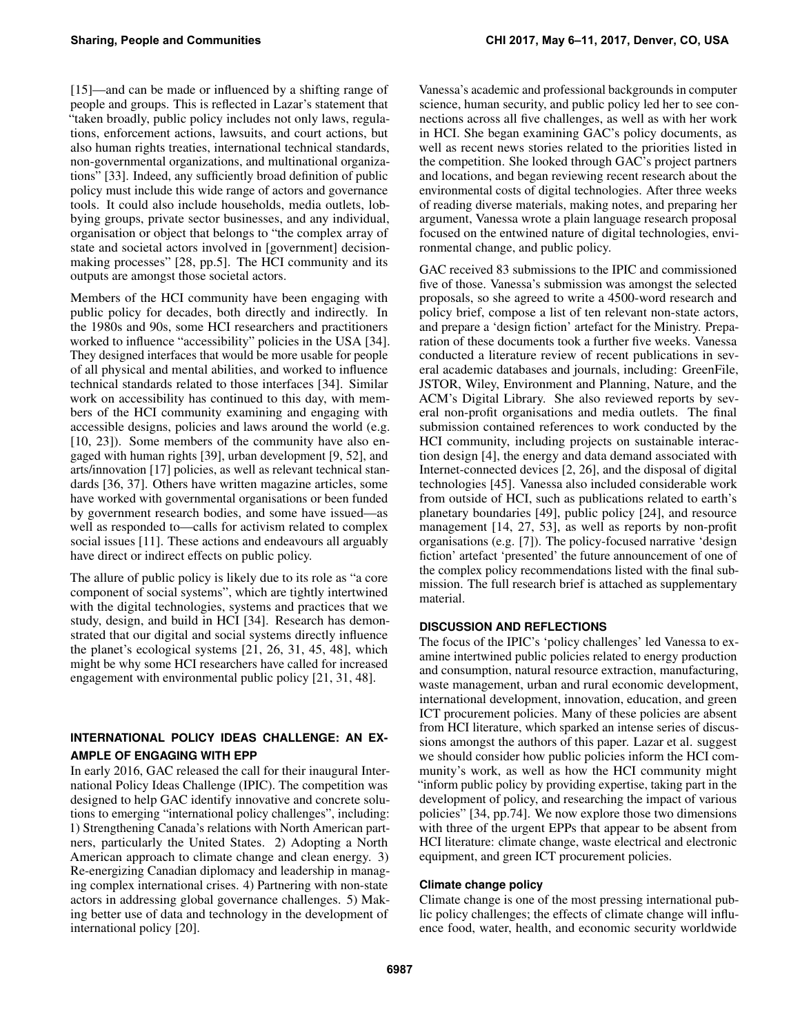[15]—and can be made or influenced by a shifting range of people and groups. This is reflected in Lazar's statement that "taken broadly, public policy includes not only laws, regulations, enforcement actions, lawsuits, and court actions, but also human rights treaties, international technical standards, non-governmental organizations, and multinational organizations" [33]. Indeed, any sufficiently broad definition of public policy must include this wide range of actors and governance tools. It could also include households, media outlets, lobbying groups, private sector businesses, and any individual, organisation or object that belongs to "the complex array of state and societal actors involved in [government] decision-making processes" [28, pp.5]. The HCI community and its outputs are amongst those societal actors.

Members of the HCI community have been engaging with public policy for decades, both directly and indirectly. In the 1980s and 90s, some HCI researchers and practitioners worked to influence "accessibility" policies in the USA [34]. They designed interfaces that would be more usable for people of all physical and mental abilities, and worked to influence technical standards related to those interfaces [34]. Similar work on accessibility has continued to this day, with members of the HCI community examining and engaging with accessible designs, policies and laws around the world (e.g. [10, 23]). Some members of the community have also engaged with human rights [39], urban development [9, 52], and arts/innovation [17] policies, as well as relevant technical standards [36, 37]. Others have written magazine articles, some have worked with governmental organisations or been funded by government research bodies, and some have issued—as well as responded to—calls for activism related to complex social issues [11]. These actions and endeavours all arguably have direct or indirect effects on public policy.

The allure of public policy is likely due to its role as "a core component of social systems", which are tightly intertwined with the digital technologies, systems and practices that we study, design, and build in HCI [34]. Research has demonstrated that our digital and social systems directly influence the planet's ecological systems [21, 26, 31, 45, 48], which might be why some HCI researchers have called for increased engagement with environmental public policy [21, 31, 48].

## INTERNATIONAL POLICY IDEAS CHALLENGE: AN EXAMPLE OF ENGAGING WITH EPP

In early 2016, GAC released the call for their inaugural International Policy Ideas Challenge (IPIC). The competition was designed to help GAC identify innovative and concrete solutions to emerging "international policy challenges", including: 1) Strengthening Canada's relations with North American partners, particularly the United States. 2) Adopting a North American approach to climate change and clean energy. 3) Re-energizing Canadian diplomacy and leadership in managing complex international crises. 4) Partnering with non-state actors in addressing global governance challenges. 5) Making better use of data and technology in the development of international policy [20].

Vanessa's academic and professional backgrounds in computer science, human security, and public policy led her to see connections across all five challenges, as well as with her work in HCI. She began examining GAC's policy documents, as well as recent news stories related to the priorities listed in the competition. She looked through GAC's project partners and locations, and began reviewing recent research about the environmental costs of digital technologies. After three weeks of reading diverse materials, making notes, and preparing her argument, Vanessa wrote a plain language research proposal focused on the entwined nature of digital technologies, environmental change, and public policy.

GAC received 83 submissions to the IPIC and commissioned five of those. Vanessa's submission was amongst the selected proposals, so she agreed to write a 4500-word research and policy brief, compose a list of ten relevant non-state actors, and prepare a 'design fiction' artefact for the Ministry. Preparation of these documents took a further five weeks. Vanessa conducted a literature review of recent publications in several academic databases and journals, including: GreenFile, JSTOR, Wiley, Environment and Planning, Nature, and the ACM's Digital Library. She also reviewed reports by several non-profit organisations and media outlets. The final submission contained references to work conducted by the HCI community, including projects on sustainable interaction design [4], the energy and data demand associated with Internet-connected devices [2, 26], and the disposal of digital technologies [45]. Vanessa also included considerable work from outside of HCI, such as publications related to earth's planetary boundaries [49], public policy [24], and resource management [14, 27, 53], as well as reports by non-profit organisations (e.g. [7]). The policy-focused narrative 'design fiction' artefact 'presented' the future announcement of one of the complex policy recommendations listed with the final submission. The full research brief is attached as supplementary material.

## DISCUSSION AND REFLECTIONS

The focus of the IPIC's 'policy challenges' led Vanessa to examine intertwined public policies related to energy production and consumption, natural resource extraction, manufacturing, waste management, urban and rural economic development, international development, innovation, education, and green ICT procurement policies. Many of these policies are absent from HCI literature, which sparked an intense series of discussions amongst the authors of this paper. Lazar et al. suggest we should consider how public policies inform the HCI community's work, as well as how the HCI community might "inform public policy by providing expertise, taking part in the development of policy, and researching the impact of various policies" [34, pp.74]. We now explore those two dimensions with three of the urgent EPPs that appear to be absent from HCI literature: climate change, waste electrical and electronic equipment, and green ICT procurement policies.

### Climate change policy

Climate change is one of the most pressing international public policy challenges; the effects of climate change will influence food, water, health, and economic security worldwide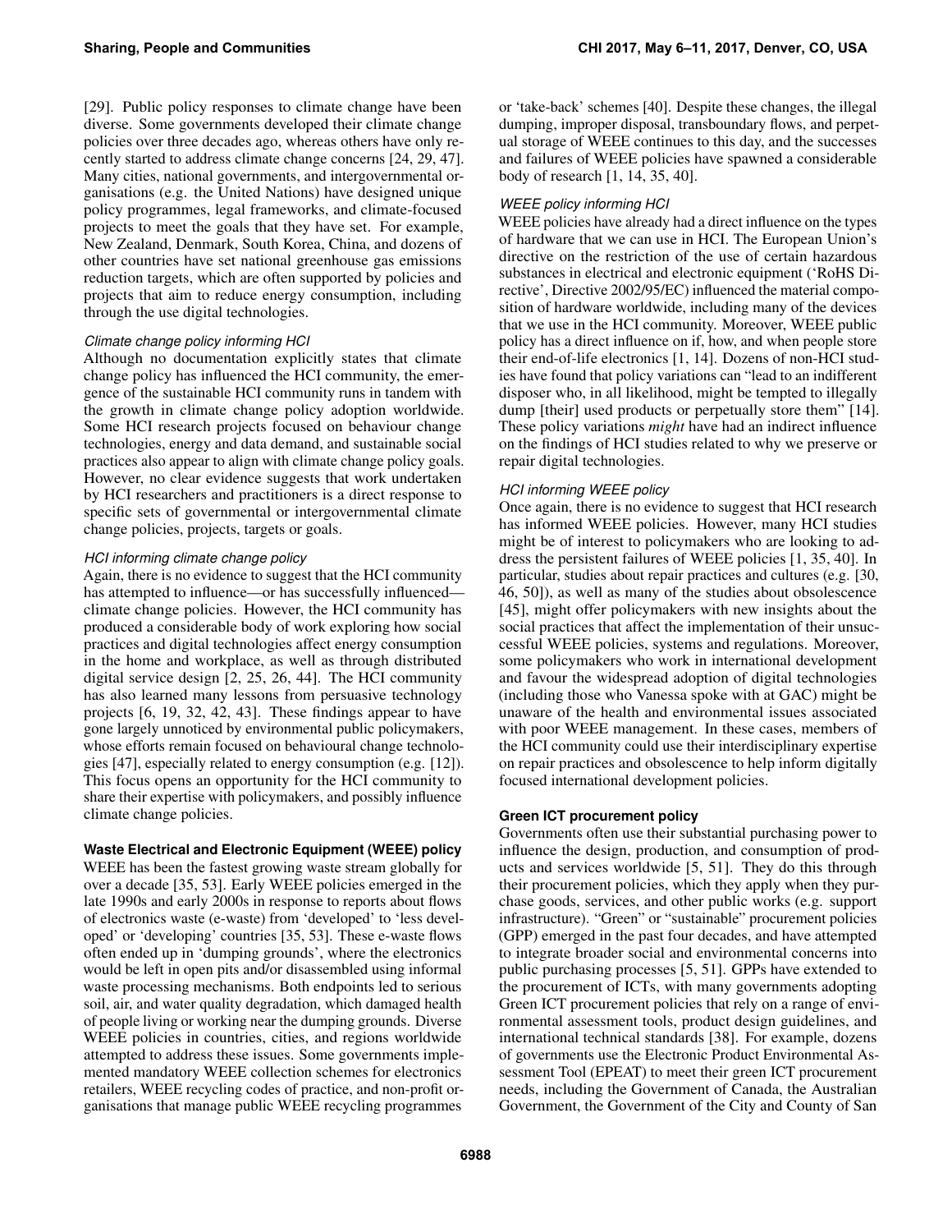[29]. Public policy responses to climate change have been diverse. Some governments developed their climate change policies over three decades ago, whereas others have only recently started to address climate change concerns [24, 29, 47]. Many cities, national governments, and intergovernmental organisations (e.g. the United Nations) have designed unique policy programmes, legal frameworks, and climate-focused projects to meet the goals that they have set. For example, New Zealand, Denmark, South Korea, China, and dozens of other countries have set national greenhouse gas emissions reduction targets, which are often supported by policies and projects that aim to reduce energy consumption, including through the use digital technologies.

#### *Climate change policy informing HCI*

Although no documentation explicitly states that climate change policy has influenced the HCI community, the emergence of the sustainable HCI community runs in tandem with the growth in climate change policy adoption worldwide. Some HCI research projects focused on behaviour change technologies, energy and data demand, and sustainable social practices also appear to align with climate change policy goals. However, no clear evidence suggests that work undertaken by HCI researchers and practitioners is a direct response to specific sets of governmental or intergovernmental climate change policies, projects, targets or goals.

#### *HCI informing climate change policy*

Again, there is no evidence to suggest that the HCI community has attempted to influence—or has successfully influenced—climate change policies. However, the HCI community has produced a considerable body of work exploring how social practices and digital technologies affect energy consumption in the home and workplace, as well as through distributed digital service design [2, 25, 26, 44]. The HCI community has also learned many lessons from persuasive technology projects [6, 19, 32, 42, 43]. These findings appear to have gone largely unnoticed by environmental public policymakers, whose efforts remain focused on behavioural change technologies [47], especially related to energy consumption (e.g. [12]). This focus opens an opportunity for the HCI community to share their expertise with policymakers, and possibly influence climate change policies.

### Waste Electrical and Electronic Equipment (WEEE) policy

WEEE has been the fastest growing waste stream globally for over a decade [35, 53]. Early WEEE policies emerged in the late 1990s and early 2000s in response to reports about flows of electronics waste (e-waste) from 'developed' to 'less developed' or 'developing' countries [35, 53]. These e-waste flows often ended up in 'dumping grounds', where the electronics would be left in open pits and/or disassembled using informal waste processing mechanisms. Both endpoints led to serious soil, air, and water quality degradation, which damaged health of people living or working near the dumping grounds. Diverse WEEE policies in countries, cities, and regions worldwide attempted to address these issues. Some governments implemented mandatory WEEE collection schemes for electronics retailers, WEEE recycling codes of practice, and non-profit organisations that manage public WEEE recycling programmes or 'take-back' schemes [40]. Despite these changes, the illegal dumping, improper disposal, transboundary flows, and perpetual storage of WEEE continues to this day, and the successes and failures of WEEE policies have spawned a considerable body of research [1, 14, 35, 40].

#### *WEEE policy informing HCI*

WEEE policies have already had a direct influence on the types of hardware that we can use in HCI. The European Union's directive on the restriction of the use of certain hazardous substances in electrical and electronic equipment ('RoHS Directive', Directive 2002/95/EC) influenced the material composition of hardware worldwide, including many of the devices that we use in the HCI community. Moreover, WEEE public policy has a direct influence on if, how, and when people store their end-of-life electronics [1, 14]. Dozens of non-HCI studies have found that policy variations can "lead to an indifferent disposer who, in all likelihood, might be tempted to illegally dump [their] used products or perpetually store them" [14]. These policy variations *might* have had an indirect influence on the findings of HCI studies related to why we preserve or repair digital technologies.

#### *HCI informing WEEE policy*

Once again, there is no evidence to suggest that HCI research has informed WEEE policies. However, many HCI studies might be of interest to policymakers who are looking to address the persistent failures of WEEE policies [1, 35, 40]. In particular, studies about repair practices and cultures (e.g. [30, 46, 50]), as well as many of the studies about obsolescence [45], might offer policymakers with new insights about the social practices that affect the implementation of their unsuccessful WEEE policies, systems and regulations. Moreover, some policymakers who work in international development and favour the widespread adoption of digital technologies (including those who Vanessa spoke with at GAC) might be unaware of the health and environmental issues associated with poor WEEE management. In these cases, members of the HCI community could use their interdisciplinary expertise on repair practices and obsolescence to help inform digitally focused international development policies.

### Green ICT procurement policy

Governments often use their substantial purchasing power to influence the design, production, and consumption of products and services worldwide [5, 51]. They do this through their procurement policies, which they apply when they purchase goods, services, and other public works (e.g. support infrastructure). "Green" or "sustainable" procurement policies (GPP) emerged in the past four decades, and have attempted to integrate broader social and environmental concerns into public purchasing processes [5, 51]. GPPs have extended to the procurement of ICTs, with many governments adopting Green ICT procurement policies that rely on a range of environmental assessment tools, product design guidelines, and international technical standards [38]. For example, dozens of governments use the Electronic Product Environmental Assessment Tool (EPEAT) to meet their green ICT procurement needs, including the Government of Canada, the Australian Government, the Government of the City and County of San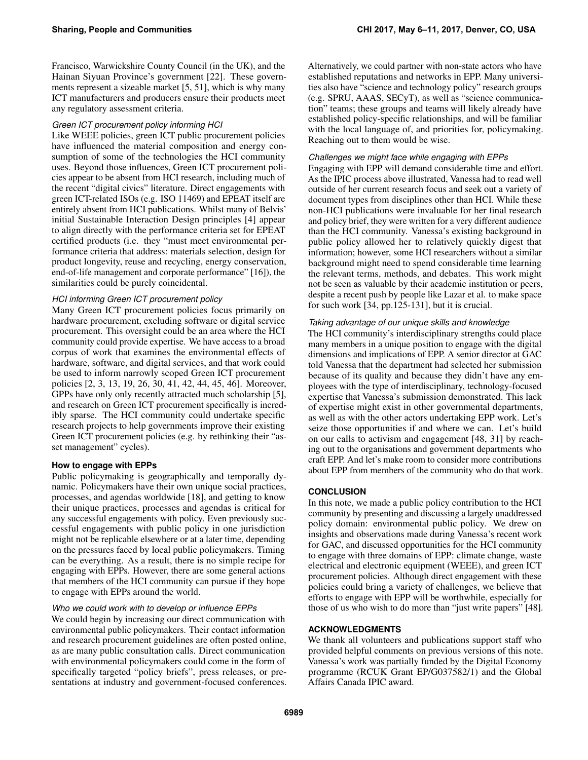Francisco, Warwickshire County Council (in the UK), and the Hainan Siyuan Province's government [22]. These governments represent a sizeable market [5, 51], which is why many ICT manufacturers and producers ensure their products meet any regulatory assessment criteria.

### *Green ICT procurement policy informing HCI*

Like WEEE policies, green ICT public procurement policies have influenced the material composition and energy consumption of some of the technologies the HCI community uses. Beyond those influences, Green ICT procurement policies appear to be absent from HCI research, including much of the recent "digital civics" literature. Direct engagements with green ICT-related ISOs (e.g. ISO 11469) and EPEAT itself are entirely absent from HCI publications. Whilst many of Belvis' initial Sustainable Interaction Design principles [4] appear to align directly with the performance criteria set for EPEAT certified products (i.e. they "must meet environmental performance criteria that address: materials selection, design for product longevity, reuse and recycling, energy conservation, end-of-life management and corporate performance" [16]), the similarities could be purely coincidental.

### *HCI informing Green ICT procurement policy*

Many Green ICT procurement policies focus primarily on hardware procurement, excluding software or digital service procurement. This oversight could be an area where the HCI community could provide expertise. We have access to a broad corpus of work that examines the environmental effects of hardware, software, and digital services, and that work could be used to inform narrowly scoped Green ICT procurement policies [2, 3, 13, 19, 26, 30, 41, 42, 44, 45, 46]. Moreover, GPPs have only only recently attracted much scholarship [5], and research on Green ICT procurement specifically is incredibly sparse. The HCI community could undertake specific research projects to help governments improve their existing Green ICT procurement policies (e.g. by rethinking their "asset management" cycles).

## **How to engage with EPPs**

Public policymaking is geographically and temporally dynamic. Policymakers have their own unique social practices, processes, and agendas worldwide [18], and getting to know their unique practices, processes and agendas is critical for any successful engagements with policy. Even previously successful engagements with public policy in one jurisdiction might not be replicable elsewhere or at a later time, depending on the pressures faced by local public policymakers. Timing can be everything. As a result, there is no simple recipe for engaging with EPPs. However, there are some general actions that members of the HCI community can pursue if they hope to engage with EPPs around the world.

### *Who we could work with to develop or influence EPPs*

We could begin by increasing our direct communication with environmental public policymakers. Their contact information and research procurement guidelines are often posted online, as are many public consultation calls. Direct communication with environmental policymakers could come in the form of specifically targeted "policy briefs", press releases, or presentations at industry and government-focused conferences. Alternatively, we could partner with non-state actors who have established reputations and networks in EPP. Many universities also have "science and technology policy" research groups (e.g. SPRU, AAAS, SECyT), as well as "science communication" teams; these groups and teams will likely already have established policy-specific relationships, and will be familiar with the local language of, and priorities for, policymaking. Reaching out to them would be wise.

### *Challenges we might face while engaging with EPPs*

Engaging with EPP will demand considerable time and effort. As the IPIC process above illustrated, Vanessa had to read well outside of her current research focus and seek out a variety of document types from disciplines other than HCI. While these non-HCI publications were invaluable for her final research and policy brief, they were written for a very different audience than the HCI community. Vanessa's existing background in public policy allowed her to relatively quickly digest that information; however, some HCI researchers without a similar background might need to spend considerable time learning the relevant terms, methods, and debates. This work might not be seen as valuable by their academic institution or peers, despite a recent push by people like Lazar et al. to make space for such work [34, pp.125-131], but it is crucial.

### *Taking advantage of our unique skills and knowledge*

The HCI community's interdisciplinary strengths could place many members in a unique position to engage with the digital dimensions and implications of EPP. A senior director at GAC told Vanessa that the department had selected her submission because of its quality and because they didn't have any employees with the type of interdisciplinary, technology-focused expertise that Vanessa's submission demonstrated. This lack of expertise might exist in other governmental departments, as well as with the other actors undertaking EPP work. Let's seize those opportunities if and where we can. Let's build on our calls to activism and engagement [48, 31] by reaching out to the organisations and government departments who craft EPP. And let's make room to consider more contributions about EPP from members of the community who do that work.

## **CONCLUSION**

In this note, we made a public policy contribution to the HCI community by presenting and discussing a largely unaddressed policy domain: environmental public policy. We drew on insights and observations made during Vanessa's recent work for GAC, and discussed opportunities for the HCI community to engage with three domains of EPP: climate change, waste electrical and electronic equipment (WEEE), and green ICT procurement policies. Although direct engagement with these policies could bring a variety of challenges, we believe that efforts to engage with EPP will be worthwhile, especially for those of us who wish to do more than "just write papers" [48].

## **ACKNOWLEDGMENTS**

We thank all volunteers and publications support staff who provided helpful comments on previous versions of this note. Vanessa's work was partially funded by the Digital Economy programme (RCUK Grant EP/G037582/1) and the Global Affairs Canada IPIC award.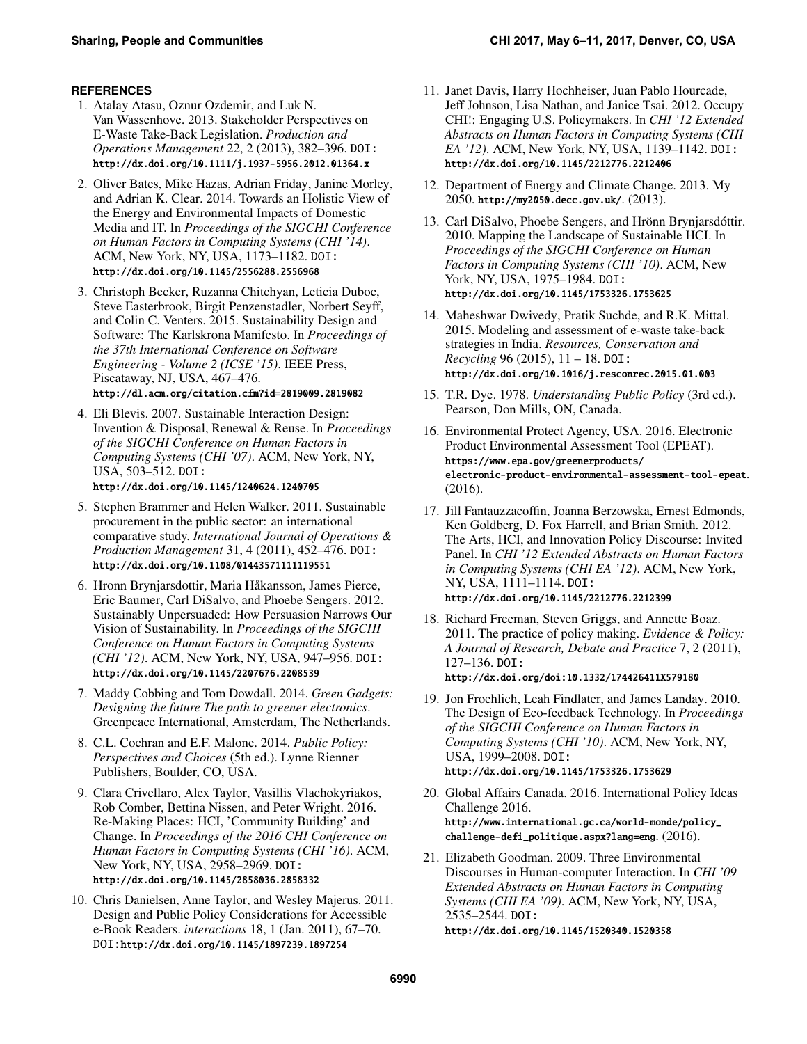## REFERENCES

1. Atalay Atasu, Oznur Ozdemir, and Luk N. Van Wassenhove. 2013. Stakeholder Perspectives on E-Waste Take-Back Legislation. *Production and Operations Management* 22, 2 (2013), 382–396. DOI: http://dx.doi.org/10.1111/j.1937-5956.2012.01364.x

2. Oliver Bates, Mike Hazas, Adrian Friday, Janine Morley, and Adrian K. Clear. 2014. Towards an Holistic View of the Energy and Environmental Impacts of Domestic Media and IT. In *Proceedings of the SIGCHI Conference on Human Factors in Computing Systems (CHI '14)*. ACM, New York, NY, USA, 1173–1182. DOI: http://dx.doi.org/10.1145/2556288.2556968

3. Christoph Becker, Ruzanna Chitchyan, Leticia Duboc, Steve Easterbrook, Birgit Penzenstadler, Norbert Seyff, and Colin C. Venters. 2015. Sustainability Design and Software: The Karlskrona Manifesto. In *Proceedings of the 37th International Conference on Software Engineering - Volume 2 (ICSE '15)*. IEEE Press, Piscataway, NJ, USA, 467–476. http://dl.acm.org/citation.cfm?id=2819009.2819082

4. Eli Blevis. 2007. Sustainable Interaction Design: Invention & Disposal, Renewal & Reuse. In *Proceedings of the SIGCHI Conference on Human Factors in Computing Systems (CHI '07)*. ACM, New York, NY, USA, 503–512. DOI: http://dx.doi.org/10.1145/1240624.1240705

5. Stephen Brammer and Helen Walker. 2011. Sustainable procurement in the public sector: an international comparative study. *International Journal of Operations & Production Management* 31, 4 (2011), 452–476. DOI: http://dx.doi.org/10.1108/01443571111119551

6. Hronn Brynjarsdottir, Maria Håkansson, James Pierce, Eric Baumer, Carl DiSalvo, and Phoebe Sengers. 2012. Sustainably Unpersuaded: How Persuasion Narrows Our Vision of Sustainability. In *Proceedings of the SIGCHI Conference on Human Factors in Computing Systems (CHI '12)*. ACM, New York, NY, USA, 947–956. DOI: http://dx.doi.org/10.1145/2207676.2208539

7. Maddy Cobbing and Tom Dowdall. 2014. *Green Gadgets: Designing the future The path to greener electronics*. Greenpeace International, Amsterdam, The Netherlands.

8. C.L. Cochran and E.F. Malone. 2014. *Public Policy: Perspectives and Choices* (5th ed.). Lynne Rienner Publishers, Boulder, CO, USA.

9. Clara Crivellaro, Alex Taylor, Vasillis Vlachokyriakos, Rob Comber, Bettina Nissen, and Peter Wright. 2016. Re-Making Places: HCI, 'Community Building' and Change. In *Proceedings of the 2016 CHI Conference on Human Factors in Computing Systems (CHI '16)*. ACM, New York, NY, USA, 2958–2969. DOI: http://dx.doi.org/10.1145/2858036.2858332

10. Chris Danielsen, Anne Taylor, and Wesley Majerus. 2011. Design and Public Policy Considerations for Accessible e-Book Readers. *interactions* 18, 1 (Jan. 2011), 67–70. DOI:http://dx.doi.org/10.1145/1897239.1897254

11. Janet Davis, Harry Hochheiser, Juan Pablo Hourcade, Jeff Johnson, Lisa Nathan, and Janice Tsai. 2012. Occupy CHI!: Engaging U.S. Policymakers. In *CHI '12 Extended Abstracts on Human Factors in Computing Systems (CHI EA '12)*. ACM, New York, NY, USA, 1139–1142. DOI: http://dx.doi.org/10.1145/2212776.2212406

12. Department of Energy and Climate Change. 2013. My 2050. http://my2050.decc.gov.uk/. (2013).

13. Carl DiSalvo, Phoebe Sengers, and Hrönn Brynjarsdóttir. 2010. Mapping the Landscape of Sustainable HCI. In *Proceedings of the SIGCHI Conference on Human Factors in Computing Systems (CHI '10)*. ACM, New York, NY, USA, 1975–1984. DOI: http://dx.doi.org/10.1145/1753326.1753625

14. Maheshwar Dwivedy, Pratik Suchde, and R.K. Mittal. 2015. Modeling and assessment of e-waste take-back strategies in India. *Resources, Conservation and Recycling* 96 (2015), 11 – 18. DOI: http://dx.doi.org/10.1016/j.resconrec.2015.01.003

15. T.R. Dye. 1978. *Understanding Public Policy* (3rd ed.). Pearson, Don Mills, ON, Canada.

16. Environmental Protect Agency, USA. 2016. Electronic Product Environmental Assessment Tool (EPEAT). https://www.epa.gov/greenerproducts/electronic-product-environmental-assessment-tool-epeat. (2016).

17. Jill Fantauzzacoffin, Joanna Berzowska, Ernest Edmonds, Ken Goldberg, D. Fox Harrell, and Brian Smith. 2012. The Arts, HCI, and Innovation Policy Discourse: Invited Panel. In *CHI '12 Extended Abstracts on Human Factors in Computing Systems (CHI EA '12)*. ACM, New York, NY, USA, 1111–1114. DOI: http://dx.doi.org/10.1145/2212776.2212399

18. Richard Freeman, Steven Griggs, and Annette Boaz. 2011. The practice of policy making. *Evidence & Policy: A Journal of Research, Debate and Practice* 7, 2 (2011), 127–136. DOI: http://dx.doi.org/doi:10.1332/174426411X579180

19. Jon Froehlich, Leah Findlater, and James Landay. 2010. The Design of Eco-feedback Technology. In *Proceedings of the SIGCHI Conference on Human Factors in Computing Systems (CHI '10)*. ACM, New York, NY, USA, 1999–2008. DOI: http://dx.doi.org/10.1145/1753326.1753629

20. Global Affairs Canada. 2016. International Policy Ideas Challenge 2016. http://www.international.gc.ca/world-monde/policy_challenge-defi_politique.aspx?lang=eng. (2016).

21. Elizabeth Goodman. 2009. Three Environmental Discourses in Human-computer Interaction. In *CHI '09 Extended Abstracts on Human Factors in Computing Systems (CHI EA '09)*. ACM, New York, NY, USA, 2535–2544. DOI: http://dx.doi.org/10.1145/1520340.1520358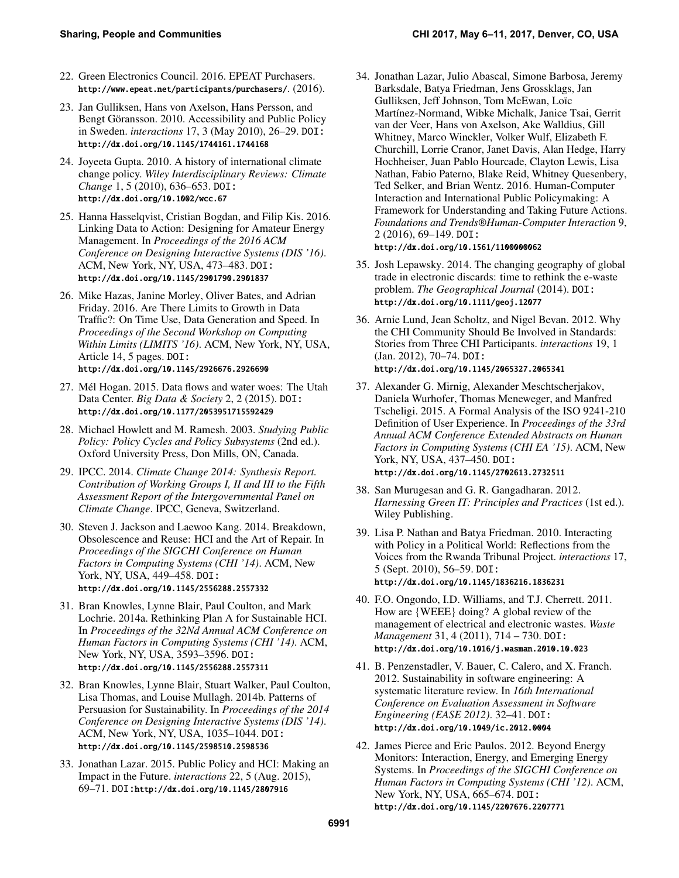22. Green Electronics Council. 2016. EPEAT Purchasers. http://www.epeat.net/participants/purchasers/. (2016).

23. Jan Gulliksen, Hans von Axelson, Hans Persson, and Bengt Göransson. 2010. Accessibility and Public Policy in Sweden. *interactions* 17, 3 (May 2010), 26–29. DOI: http://dx.doi.org/10.1145/1744161.1744168

24. Joyeeta Gupta. 2010. A history of international climate change policy. *Wiley Interdisciplinary Reviews: Climate Change* 1, 5 (2010), 636–653. DOI: http://dx.doi.org/10.1002/wcc.67

25. Hanna Hasselqvist, Cristian Bogdan, and Filip Kis. 2016. Linking Data to Action: Designing for Amateur Energy Management. In *Proceedings of the 2016 ACM Conference on Designing Interactive Systems (DIS '16)*. ACM, New York, NY, USA, 473–483. DOI: http://dx.doi.org/10.1145/2901790.2901837

26. Mike Hazas, Janine Morley, Oliver Bates, and Adrian Friday. 2016. Are There Limits to Growth in Data Traffic?: On Time Use, Data Generation and Speed. In *Proceedings of the Second Workshop on Computing Within Limits (LIMITS '16)*. ACM, New York, NY, USA, Article 14, 5 pages. DOI: http://dx.doi.org/10.1145/2926676.2926690

27. Mél Hogan. 2015. Data flows and water woes: The Utah Data Center. *Big Data & Society* 2, 2 (2015). DOI: http://dx.doi.org/10.1177/2053951715592429

28. Michael Howlett and M. Ramesh. 2003. *Studying Public Policy: Policy Cycles and Policy Subsystems* (2nd ed.). Oxford University Press, Don Mills, ON, Canada.

29. IPCC. 2014. *Climate Change 2014: Synthesis Report. Contribution of Working Groups I, II and III to the Fifth Assessment Report of the Intergovernmental Panel on Climate Change*. IPCC, Geneva, Switzerland.

30. Steven J. Jackson and Laewoo Kang. 2014. Breakdown, Obsolescence and Reuse: HCI and the Art of Repair. In *Proceedings of the SIGCHI Conference on Human Factors in Computing Systems (CHI '14)*. ACM, New York, NY, USA, 449–458. DOI: http://dx.doi.org/10.1145/2556288.2557332

31. Bran Knowles, Lynne Blair, Paul Coulton, and Mark Lochrie. 2014a. Rethinking Plan A for Sustainable HCI. In *Proceedings of the 32Nd Annual ACM Conference on Human Factors in Computing Systems (CHI '14)*. ACM, New York, NY, USA, 3593–3596. DOI: http://dx.doi.org/10.1145/2556288.2557311

32. Bran Knowles, Lynne Blair, Stuart Walker, Paul Coulton, Lisa Thomas, and Louise Mullagh. 2014b. Patterns of Persuasion for Sustainability. In *Proceedings of the 2014 Conference on Designing Interactive Systems (DIS '14)*. ACM, New York, NY, USA, 1035–1044. DOI: http://dx.doi.org/10.1145/2598510.2598536

33. Jonathan Lazar. 2015. Public Policy and HCI: Making an Impact in the Future. *interactions* 22, 5 (Aug. 2015), 69–71. DOI:http://dx.doi.org/10.1145/2807916

34. Jonathan Lazar, Julio Abascal, Simone Barbosa, Jeremy Barksdale, Batya Friedman, Jens Grossklags, Jan Gulliksen, Jeff Johnson, Tom McEwan, Loïc Martínez-Normand, Wibke Michalk, Janice Tsai, Gerrit van der Veer, Hans von Axelson, Ake Walldius, Gill Whitney, Marco Winckler, Volker Wulf, Elizabeth F. Churchill, Lorrie Cranor, Janet Davis, Alan Hedge, Harry Hochheiser, Juan Pablo Hourcade, Clayton Lewis, Lisa Nathan, Fabio Paterno, Blake Reid, Whitney Quesenbery, Ted Selker, and Brian Wentz. 2016. Human-Computer Interaction and International Public Policymaking: A Framework for Understanding and Taking Future Actions. *Foundations and Trends®Human-Computer Interaction* 9, 2 (2016), 69–149. DOI: http://dx.doi.org/10.1561/1100000062

35. Josh Lepawsky. 2014. The changing geography of global trade in electronic discards: time to rethink the e-waste problem. *The Geographical Journal* (2014). DOI: http://dx.doi.org/10.1111/geoj.12077

36. Arnie Lund, Jean Scholtz, and Nigel Bevan. 2012. Why the CHI Community Should Be Involved in Standards: Stories from Three CHI Participants. *interactions* 19, 1 (Jan. 2012), 70–74. DOI: http://dx.doi.org/10.1145/2065327.2065341

37. Alexander G. Mirnig, Alexander Meschtscherjakov, Daniela Wurhofer, Thomas Meneweger, and Manfred Tscheligi. 2015. A Formal Analysis of the ISO 9241-210 Definition of User Experience. In *Proceedings of the 33rd Annual ACM Conference Extended Abstracts on Human Factors in Computing Systems (CHI EA '15)*. ACM, New York, NY, USA, 437–450. DOI: http://dx.doi.org/10.1145/2702613.2732511

38. San Murugesan and G. R. Gangadharan. 2012. *Harnessing Green IT: Principles and Practices* (1st ed.). Wiley Publishing.

39. Lisa P. Nathan and Batya Friedman. 2010. Interacting with Policy in a Political World: Reflections from the Voices from the Rwanda Tribunal Project. *interactions* 17, 5 (Sept. 2010), 56–59. DOI: http://dx.doi.org/10.1145/1836216.1836231

40. F.O. Ongondo, I.D. Williams, and T.J. Cherrett. 2011. How are {WEEE} doing? A global review of the management of electrical and electronic wastes. *Waste Management* 31, 4 (2011), 714 – 730. DOI: http://dx.doi.org/10.1016/j.wasman.2010.10.023

41. B. Penzenstadler, V. Bauer, C. Calero, and X. Franch. 2012. Sustainability in software engineering: A systematic literature review. In *16th International Conference on Evaluation Assessment in Software Engineering (EASE 2012)*. 32–41. DOI: http://dx.doi.org/10.1049/ic.2012.0004

42. James Pierce and Eric Paulos. 2012. Beyond Energy Monitors: Interaction, Energy, and Emerging Energy Systems. In *Proceedings of the SIGCHI Conference on Human Factors in Computing Systems (CHI '12)*. ACM, New York, NY, USA, 665–674. DOI: http://dx.doi.org/10.1145/2207676.2207771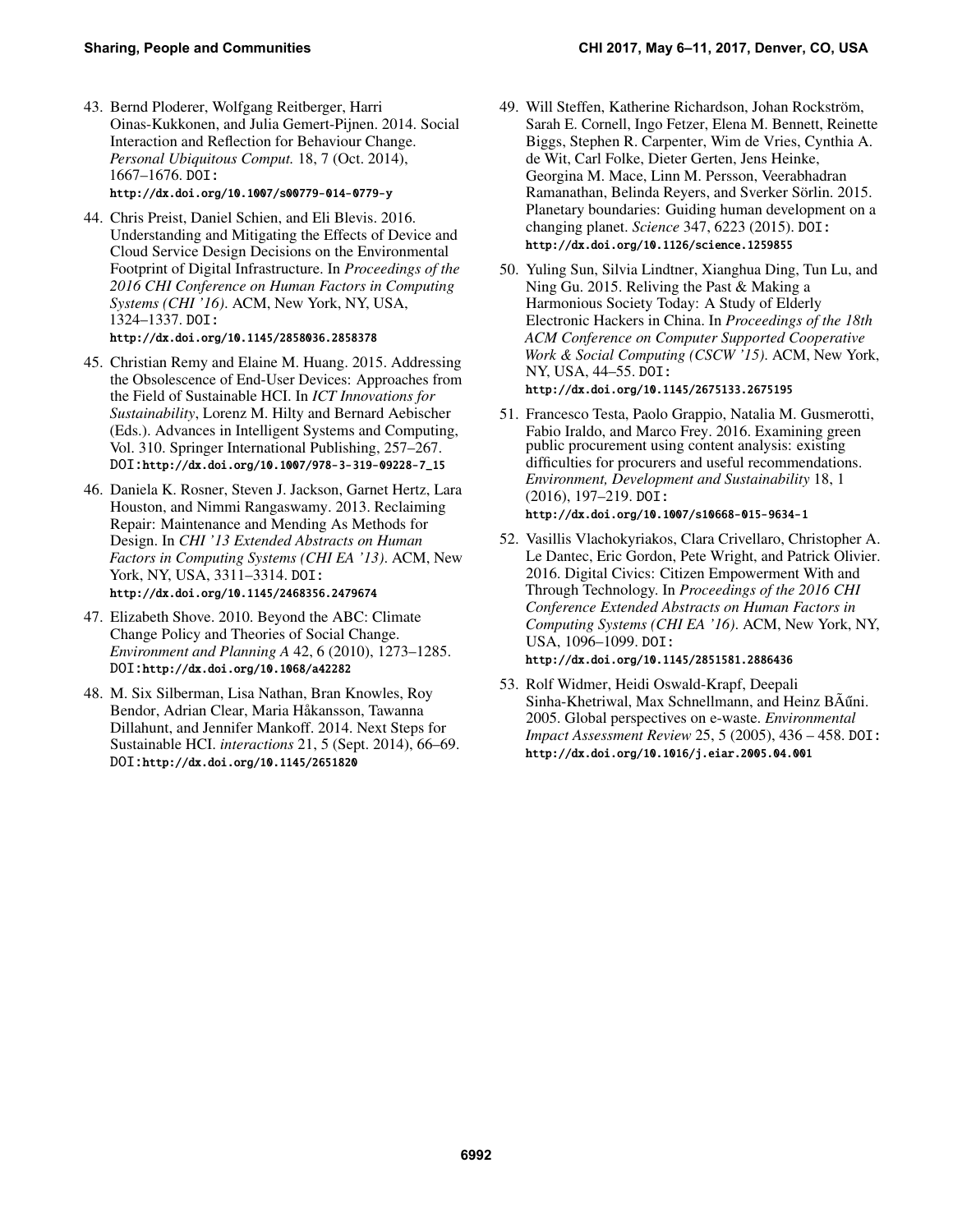43. Bernd Ploderer, Wolfgang Reitberger, Harri Oinas-Kukkonen, and Julia Gemert-Pijnen. 2014. Social Interaction and Reflection for Behaviour Change. *Personal Ubiquitous Comput.* 18, 7 (Oct. 2014), 1667–1676. DOI: http://dx.doi.org/10.1007/s00779-014-0779-y

44. Chris Preist, Daniel Schien, and Eli Blevis. 2016. Understanding and Mitigating the Effects of Device and Cloud Service Design Decisions on the Environmental Footprint of Digital Infrastructure. In *Proceedings of the 2016 CHI Conference on Human Factors in Computing Systems (CHI '16)*. ACM, New York, NY, USA, 1324–1337. DOI: http://dx.doi.org/10.1145/2858036.2858378

45. Christian Remy and Elaine M. Huang. 2015. Addressing the Obsolescence of End-User Devices: Approaches from the Field of Sustainable HCI. In *ICT Innovations for Sustainability*, Lorenz M. Hilty and Bernard Aebischer (Eds.). Advances in Intelligent Systems and Computing, Vol. 310. Springer International Publishing, 257–267. DOI:http://dx.doi.org/10.1007/978-3-319-09228-7_15

46. Daniela K. Rosner, Steven J. Jackson, Garnet Hertz, Lara Houston, and Nimmi Rangaswamy. 2013. Reclaiming Repair: Maintenance and Mending As Methods for Design. In *CHI '13 Extended Abstracts on Human Factors in Computing Systems (CHI EA '13)*. ACM, New York, NY, USA, 3311–3314. DOI: http://dx.doi.org/10.1145/2468356.2479674

47. Elizabeth Shove. 2010. Beyond the ABC: Climate Change Policy and Theories of Social Change. *Environment and Planning A* 42, 6 (2010), 1273–1285. DOI:http://dx.doi.org/10.1068/a42282

48. M. Six Silberman, Lisa Nathan, Bran Knowles, Roy Bendor, Adrian Clear, Maria Håkansson, Tawanna Dillahunt, and Jennifer Mankoff. 2014. Next Steps for Sustainable HCI. *interactions* 21, 5 (Sept. 2014), 66–69. DOI:http://dx.doi.org/10.1145/2651820

49. Will Steffen, Katherine Richardson, Johan Rockström, Sarah E. Cornell, Ingo Fetzer, Elena M. Bennett, Reinette Biggs, Stephen R. Carpenter, Wim de Vries, Cynthia A. de Wit, Carl Folke, Dieter Gerten, Jens Heinke, Georgina M. Mace, Linn M. Persson, Veerabhadran Ramanathan, Belinda Reyers, and Sverker Sörlin. 2015. Planetary boundaries: Guiding human development on a changing planet. *Science* 347, 6223 (2015). DOI: http://dx.doi.org/10.1126/science.1259855

50. Yuling Sun, Silvia Lindtner, Xianghua Ding, Tun Lu, and Ning Gu. 2015. Reliving the Past & Making a Harmonious Society Today: A Study of Elderly Electronic Hackers in China. In *Proceedings of the 18th ACM Conference on Computer Supported Cooperative Work & Social Computing (CSCW '15)*. ACM, New York, NY, USA, 44–55. DOI: http://dx.doi.org/10.1145/2675133.2675195

51. Francesco Testa, Paolo Grappio, Natalia M. Gusmerotti, Fabio Iraldo, and Marco Frey. 2016. Examining green public procurement using content analysis: existing difficulties for procurers and useful recommendations. *Environment, Development and Sustainability* 18, 1 (2016), 197–219. DOI: http://dx.doi.org/10.1007/s10668-015-9634-1

52. Vasillis Vlachokyriakos, Clara Crivellaro, Christopher A. Le Dantec, Eric Gordon, Pete Wright, and Patrick Olivier. 2016. Digital Civics: Citizen Empowerment With and Through Technology. In *Proceedings of the 2016 CHI Conference Extended Abstracts on Human Factors in Computing Systems (CHI EA '16)*. ACM, New York, NY, USA, 1096–1099. DOI: http://dx.doi.org/10.1145/2851581.2886436

53. Rolf Widmer, Heidi Oswald-Krapf, Deepali Sinha-Khetriwal, Max Schnellmann, and Heinz BÃűni. 2005. Global perspectives on e-waste. *Environmental Impact Assessment Review* 25, 5 (2005), 436 – 458. DOI: http://dx.doi.org/10.1016/j.eiar.2005.04.001